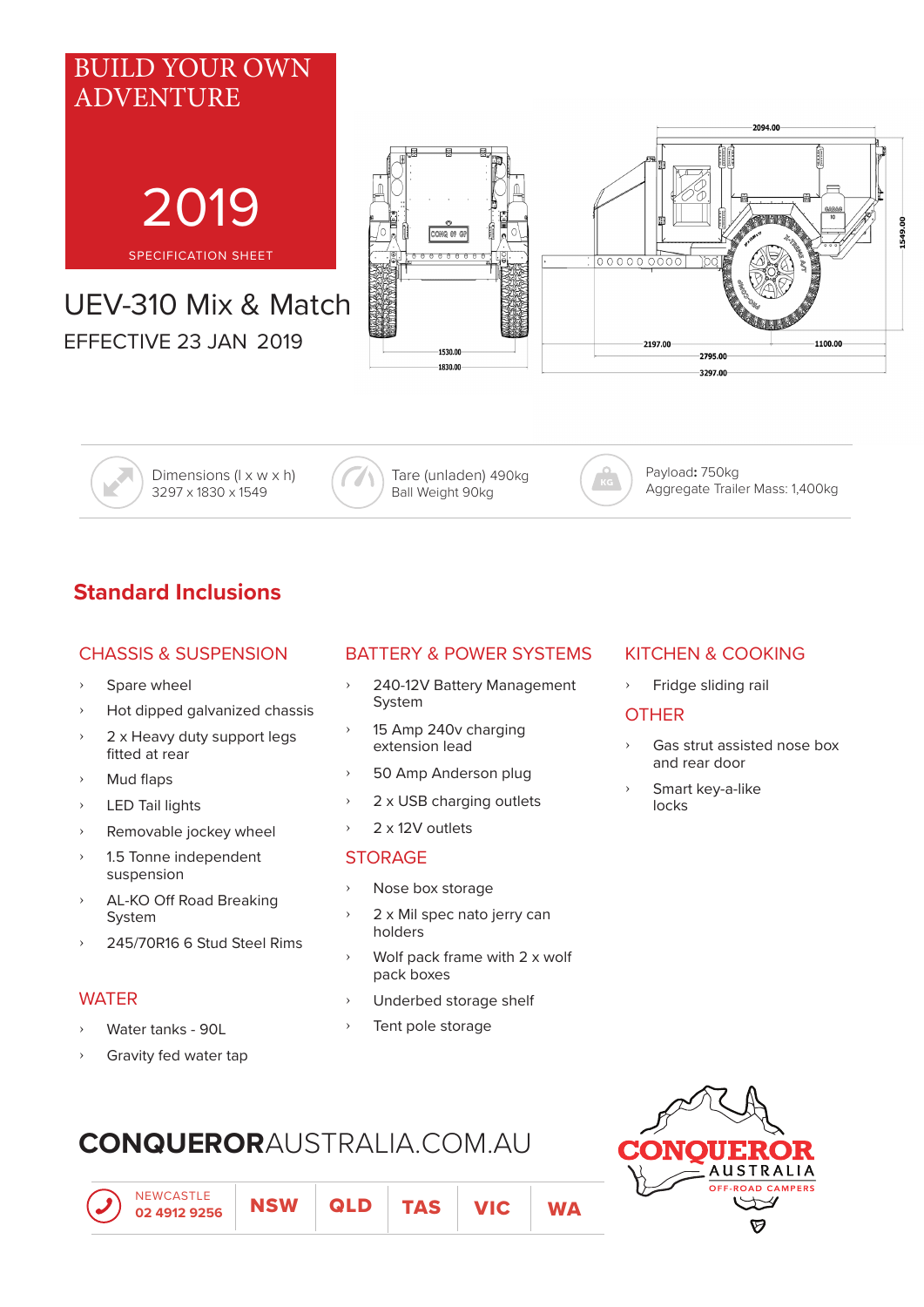# BUILD YOUR OWN ADVENTURE

2019

SPECIFICATION SHEET

## UEV-310 Mix & Match

EFFECTIVE 23 JAN 2019

Dimensions (l x w x h)
3297 x 1830 x 1549

Tare (unladen) 490kg
Ball Weight 90kg

**Payload:** 750kg
Aggregate Trailer Mass: 1,400kg

## Standard Inclusions

### CHASSIS & SUSPENSION

- Spare wheel
- Hot dipped galvanized chassis
- 2 x Heavy duty support legs fitted at rear
- Mud flaps
- LED Tail lights
- Removable jockey wheel
- 1.5 Tonne independent suspension
- AL-KO Off Road Breaking System
- 245/70R16 6 Stud Steel Rims

### WATER

- Water tanks - 90L
- Gravity fed water tap

### BATTERY & POWER SYSTEMS

- 240-12V Battery Management System
- 15 Amp 240v charging extension lead
- 50 Amp Anderson plug
- 2 x USB charging outlets
- 2 x 12V outlets

### STORAGE

- Nose box storage
- 2 x Mil spec nato jerry can holders
- Wolf pack frame with 2 x wolf pack boxes
- Underbed storage shelf
- Tent pole storage

### KITCHEN & COOKING

- Fridge sliding rail

### OTHER

- Gas strut assisted nose box and rear door
- Smart key-a-like locks

**CONQUEROR**AUSTRALIA.COM.AU

| NEWCASTLE 02 4912 9256 | NSW | QLD | TAS | VIC | WA |
|---|---|---|---|---|---|

CONQUEROR AUSTRALIA OFF-ROAD CAMPERS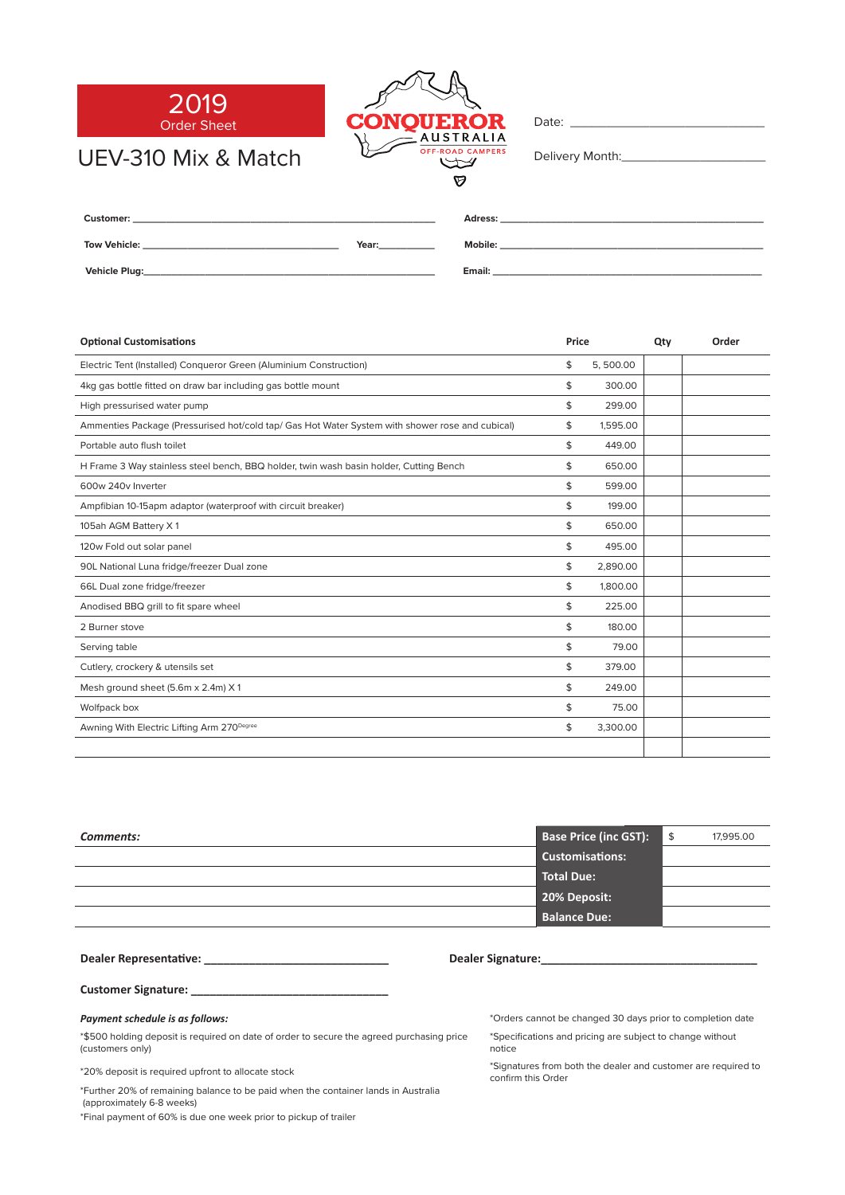# 2019

Order Sheet

## UEV-310 Mix & Match

CONQUEROR AUSTRALIA OFF-ROAD CAMPERS

Date: ______________________________

Delivery Month: ______________________

**Customer:** ______________________________________________ **Adress:** ______________________________________________

**Tow Vehicle:** ______________________________ **Year:** __________ **Mobile:** ______________________________________________

**Vehicle Plug:** ______________________________________________ **Email:** ______________________________________________

| Optional Customisations | Price | | Qty | Order |
|---|---|---|---|---|
| Electric Tent (Installed) Conqueror Green (Aluminium Construction) | $ | 5, 500.00 | | |
| 4kg gas bottle fitted on draw bar including gas bottle mount | $ | 300.00 | | |
| High pressurised water pump | $ | 299.00 | | |
| Ammenties Package (Pressurised hot/cold tap/ Gas Hot Water System with shower rose and cubical) | $ | 1,595.00 | | |
| Portable auto flush toilet | $ | 449.00 | | |
| H Frame 3 Way stainless steel bench, BBQ holder, twin wash basin holder, Cutting Bench | $ | 650.00 | | |
| 600w 240v Inverter | $ | 599.00 | | |
| Ampfibian 10-15apm adaptor (waterproof with circuit breaker) | $ | 199.00 | | |
| 105ah AGM Battery X 1 | $ | 650.00 | | |
| 120w Fold out solar panel | $ | 495.00 | | |
| 90L National Luna fridge/freezer Dual zone | $ | 2,890.00 | | |
| 66L Dual zone fridge/freezer | $ | 1,800.00 | | |
| Anodised BBQ grill to fit spare wheel | $ | 225.00 | | |
| 2 Burner stove | $ | 180.00 | | |
| Serving table | $ | 79.00 | | |
| Cutlery, crockery & utensils set | $ | 379.00 | | |
| Mesh ground sheet (5.6m x 2.4m) X 1 | $ | 249.00 | | |
| Wolfpack box | $ | 75.00 | | |
| Awning With Electric Lifting Arm 270 Degree | $ | 3,300.00 | | |
| | | | | |

***Comments:***

| | | |
|---|---|---|
| **Base Price (inc GST):** | $ | 17,995.00 |
| **Customisations:** | | |
| **Total Due:** | | |
| **20% Deposit:** | | |
| **Balance Due:** | | |

**Dealer Representative:** ______________________________ **Dealer Signature:** ______________________________

**Customer Signature:** ______________________________

***Payment schedule is as follows:***

*$500 holding deposit is required on date of order to secure the agreed purchasing price (customers only)

*20% deposit is required upfront to allocate stock

*Further 20% of remaining balance to be paid when the container lands in Australia (approximately 6-8 weeks)

*Final payment of 60% is due one week prior to pickup of trailer

*Orders cannot be changed 30 days prior to completion date

*Specifications and pricing are subject to change without notice

*Signatures from both the dealer and customer are required to confirm this Order